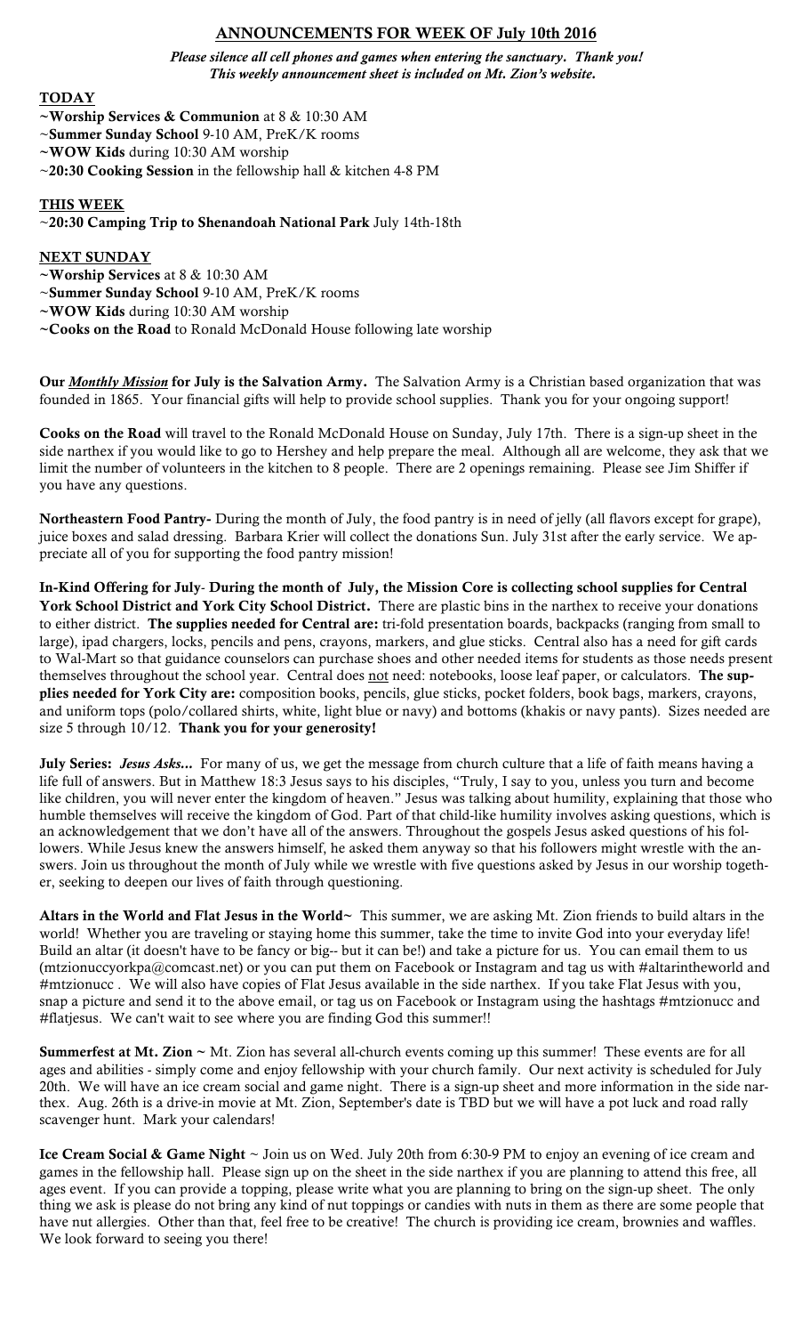## ANNOUNCEMENTS FOR WEEK OF July 10th 2016

***Please silence all cell phones and games when entering the sanctuary. Thank you!***
***This weekly announcement sheet is included on Mt. Zion's website.***

### TODAY

~**Worship Services & Communion** at 8 & 10:30 AM
~**Summer Sunday School** 9-10 AM, PreK/K rooms
~**WOW Kids** during 10:30 AM worship
~**20:30 Cooking Session** in the fellowship hall & kitchen 4-8 PM

### THIS WEEK

~**20:30 Camping Trip to Shenandoah National Park** July 14th-18th

### NEXT SUNDAY

~**Worship Services** at 8 & 10:30 AM
~**Summer Sunday School** 9-10 AM, PreK/K rooms
~**WOW Kids** during 10:30 AM worship
~**Cooks on the Road** to Ronald McDonald House following late worship

**Our *Monthly Mission* for July is the Salvation Army.** The Salvation Army is a Christian based organization that was founded in 1865. Your financial gifts will help to provide school supplies. Thank you for your ongoing support!

**Cooks on the Road** will travel to the Ronald McDonald House on Sunday, July 17th. There is a sign-up sheet in the side narthex if you would like to go to Hershey and help prepare the meal. Although all are welcome, they ask that we limit the number of volunteers in the kitchen to 8 people. There are 2 openings remaining. Please see Jim Shiffer if you have any questions.

**Northeastern Food Pantry-** During the month of July, the food pantry is in need of jelly (all flavors except for grape), juice boxes and salad dressing. Barbara Krier will collect the donations Sun. July 31st after the early service. We appreciate all of you for supporting the food pantry mission!

**In-Kind Offering for July- During the month of July, the Mission Core is collecting school supplies for Central York School District and York City School District.** There are plastic bins in the narthex to receive your donations to either district. **The supplies needed for Central are:** tri-fold presentation boards, backpacks (ranging from small to large), ipad chargers, locks, pencils and pens, crayons, markers, and glue sticks. Central also has a need for gift cards to Wal-Mart so that guidance counselors can purchase shoes and other needed items for students as those needs present themselves throughout the school year. Central does not need: notebooks, loose leaf paper, or calculators. **The supplies needed for York City are:** composition books, pencils, glue sticks, pocket folders, book bags, markers, crayons, and uniform tops (polo/collared shirts, white, light blue or navy) and bottoms (khakis or navy pants). Sizes needed are size 5 through 10/12. **Thank you for your generosity!**

**July Series: *Jesus Asks...*** For many of us, we get the message from church culture that a life of faith means having a life full of answers. But in Matthew 18:3 Jesus says to his disciples, "Truly, I say to you, unless you turn and become like children, you will never enter the kingdom of heaven." Jesus was talking about humility, explaining that those who humble themselves will receive the kingdom of God. Part of that child-like humility involves asking questions, which is an acknowledgement that we don't have all of the answers. Throughout the gospels Jesus asked questions of his followers. While Jesus knew the answers himself, he asked them anyway so that his followers might wrestle with the answers. Join us throughout the month of July while we wrestle with five questions asked by Jesus in our worship together, seeking to deepen our lives of faith through questioning.

**Altars in the World and Flat Jesus in the World~** This summer, we are asking Mt. Zion friends to build altars in the world! Whether you are traveling or staying home this summer, take the time to invite God into your everyday life! Build an altar (it doesn't have to be fancy or big-- but it can be!) and take a picture for us. You can email them to us (mtzionuccyorkpa@comcast.net) or you can put them on Facebook or Instagram and tag us with #altarintheworld and #mtzionucc . We will also have copies of Flat Jesus available in the side narthex. If you take Flat Jesus with you, snap a picture and send it to the above email, or tag us on Facebook or Instagram using the hashtags #mtzionucc and #flatjesus. We can't wait to see where you are finding God this summer!!

**Summerfest at Mt. Zion ~** Mt. Zion has several all-church events coming up this summer! These events are for all ages and abilities - simply come and enjoy fellowship with your church family. Our next activity is scheduled for July 20th. We will have an ice cream social and game night. There is a sign-up sheet and more information in the side narthex. Aug. 26th is a drive-in movie at Mt. Zion, September's date is TBD but we will have a pot luck and road rally scavenger hunt. Mark your calendars!

**Ice Cream Social & Game Night** ~ Join us on Wed. July 20th from 6:30-9 PM to enjoy an evening of ice cream and games in the fellowship hall. Please sign up on the sheet in the side narthex if you are planning to attend this free, all ages event. If you can provide a topping, please write what you are planning to bring on the sign-up sheet. The only thing we ask is please do not bring any kind of nut toppings or candies with nuts in them as there are some people that have nut allergies. Other than that, feel free to be creative! The church is providing ice cream, brownies and waffles. We look forward to seeing you there!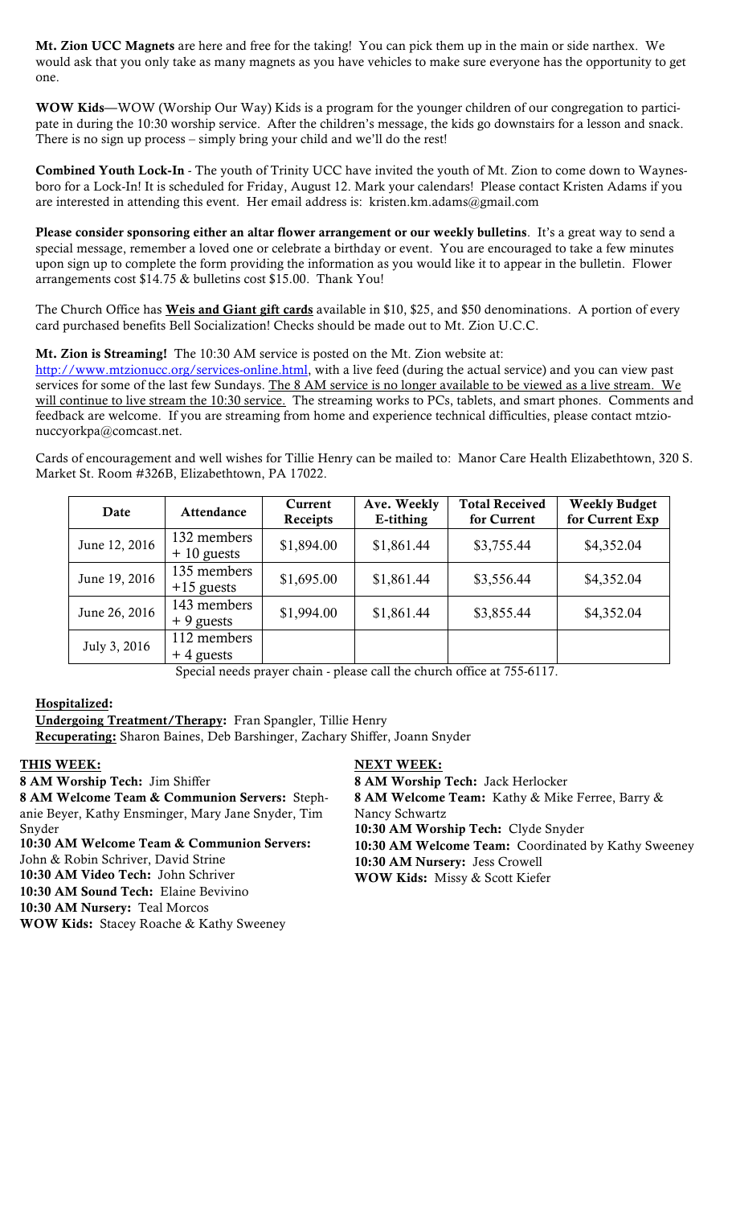**Mt. Zion UCC Magnets** are here and free for the taking! You can pick them up in the main or side narthex. We would ask that you only take as many magnets as you have vehicles to make sure everyone has the opportunity to get one.

**WOW Kids**—WOW (Worship Our Way) Kids is a program for the younger children of our congregation to participate in during the 10:30 worship service. After the children's message, the kids go downstairs for a lesson and snack. There is no sign up process – simply bring your child and we'll do the rest!

**Combined Youth Lock-In** - The youth of Trinity UCC have invited the youth of Mt. Zion to come down to Waynesboro for a Lock-In! It is scheduled for Friday, August 12. Mark your calendars! Please contact Kristen Adams if you are interested in attending this event. Her email address is: kristen.km.adams@gmail.com

**Please consider sponsoring either an altar flower arrangement or our weekly bulletins**. It's a great way to send a special message, remember a loved one or celebrate a birthday or event. You are encouraged to take a few minutes upon sign up to complete the form providing the information as you would like it to appear in the bulletin. Flower arrangements cost $14.75 & bulletins cost $15.00. Thank You!

The Church Office has **Weis and Giant gift cards** available in $10, $25, and $50 denominations. A portion of every card purchased benefits Bell Socialization! Checks should be made out to Mt. Zion U.C.C.

**Mt. Zion is Streaming!** The 10:30 AM service is posted on the Mt. Zion website at: http://www.mtzionucc.org/services-online.html, with a live feed (during the actual service) and you can view past services for some of the last few Sundays. The 8 AM service is no longer available to be viewed as a live stream. We will continue to live stream the 10:30 service. The streaming works to PCs, tablets, and smart phones. Comments and feedback are welcome. If you are streaming from home and experience technical difficulties, please contact mtzionuccyorkpa@comcast.net.

Cards of encouragement and well wishes for Tillie Henry can be mailed to: Manor Care Health Elizabethtown, 320 S. Market St. Room #326B, Elizabethtown, PA 17022.

| Date | Attendance | Current Receipts | Ave. Weekly E-tithing | Total Received for Current | Weekly Budget for Current Exp |
|---|---|---|---|---|---|
| June 12, 2016 | 132 members + 10 guests | $1,894.00 | $1,861.44 | $3,755.44 | $4,352.04 |
| June 19, 2016 | 135 members +15 guests | $1,695.00 | $1,861.44 | $3,556.44 | $4,352.04 |
| June 26, 2016 | 143 members + 9 guests | $1,994.00 | $1,861.44 | $3,855.44 | $4,352.04 |
| July 3, 2016 | 112 members + 4 guests | | | | |

Special needs prayer chain - please call the church office at 755-6117.

**Hospitalized:**

**Undergoing Treatment/Therapy:** Fran Spangler, Tillie Henry

**Recuperating:** Sharon Baines, Deb Barshinger, Zachary Shiffer, Joann Snyder

**THIS WEEK:**

**8 AM Worship Tech:** Jim Shiffer
**8 AM Welcome Team & Communion Servers:** Stephanie Beyer, Kathy Ensminger, Mary Jane Snyder, Tim Snyder
**10:30 AM Welcome Team & Communion Servers:** John & Robin Schriver, David Strine
**10:30 AM Video Tech:** John Schriver
**10:30 AM Sound Tech:** Elaine Bevivino
**10:30 AM Nursery:** Teal Morcos
**WOW Kids:** Stacey Roache & Kathy Sweeney

**NEXT WEEK:**

**8 AM Worship Tech:** Jack Herlocker
**8 AM Welcome Team:** Kathy & Mike Ferree, Barry & Nancy Schwartz
**10:30 AM Worship Tech:** Clyde Snyder
**10:30 AM Welcome Team:** Coordinated by Kathy Sweeney
**10:30 AM Nursery:** Jess Crowell
**WOW Kids:** Missy & Scott Kiefer